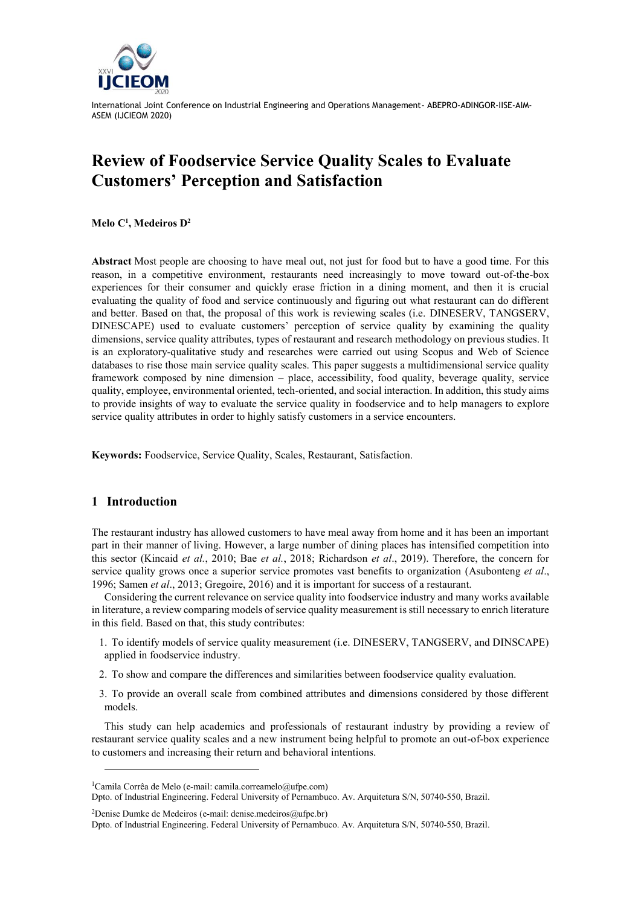# Review of Foodservice Service Quality Scales to Evaluate Customers' Perception and Satisfaction

**Melo C[1], Medeiros D[2]**

**Abstract** Most people are choosing to have meal out, not just for food but to have a good time. For this reason, in a competitive environment, restaurants need increasingly to move toward out-of-the-box experiences for their consumer and quickly erase friction in a dining moment, and then it is crucial evaluating the quality of food and service continuously and figuring out what restaurant can do different and better. Based on that, the proposal of this work is reviewing scales (i.e. DINESERV, TANGSERV, DINESCAPE) used to evaluate customers' perception of service quality by examining the quality dimensions, service quality attributes, types of restaurant and research methodology on previous studies. It is an exploratory-qualitative study and researches were carried out using Scopus and Web of Science databases to rise those main service quality scales. This paper suggests a multidimensional service quality framework composed by nine dimension – place, accessibility, food quality, beverage quality, service quality, employee, environmental oriented, tech-oriented, and social interaction. In addition, this study aims to provide insights of way to evaluate the service quality in foodservice and to help managers to explore service quality attributes in order to highly satisfy customers in a service encounters.

**Keywords:** Foodservice, Service Quality, Scales, Restaurant, Satisfaction.

## 1 Introduction

The restaurant industry has allowed customers to have meal away from home and it has been an important part in their manner of living. However, a large number of dining places has intensified competition into this sector (Kincaid *et al.*, 2010; Bae *et al.*, 2018; Richardson *et al*., 2019). Therefore, the concern for service quality grows once a superior service promotes vast benefits to organization (Asubonteng *et al*., 1996; Samen *et al*., 2013; Gregoire, 2016) and it is important for success of a restaurant.

Considering the current relevance on service quality into foodservice industry and many works available in literature, a review comparing models of service quality measurement is still necessary to enrich literature in this field. Based on that, this study contributes:

1. To identify models of service quality measurement (i.e. DINESERV, TANGSERV, and DINSCAPE) applied in foodservice industry.
2. To show and compare the differences and similarities between foodservice quality evaluation.
3. To provide an overall scale from combined attributes and dimensions considered by those different models.

This study can help academics and professionals of restaurant industry by providing a review of restaurant service quality scales and a new instrument being helpful to promote an out-of-box experience to customers and increasing their return and behavioral intentions.

---

[1]Camila Corrêa de Melo (e-mail: camila.correamelo@ufpe.com)
Dpto. of Industrial Engineering. Federal University of Pernambuco. Av. Arquitetura S/N, 50740-550, Brazil.

[2]Denise Dumke de Medeiros (e-mail: denise.medeiros@ufpe.br)
Dpto. of Industrial Engineering. Federal University of Pernambuco. Av. Arquitetura S/N, 50740-550, Brazil.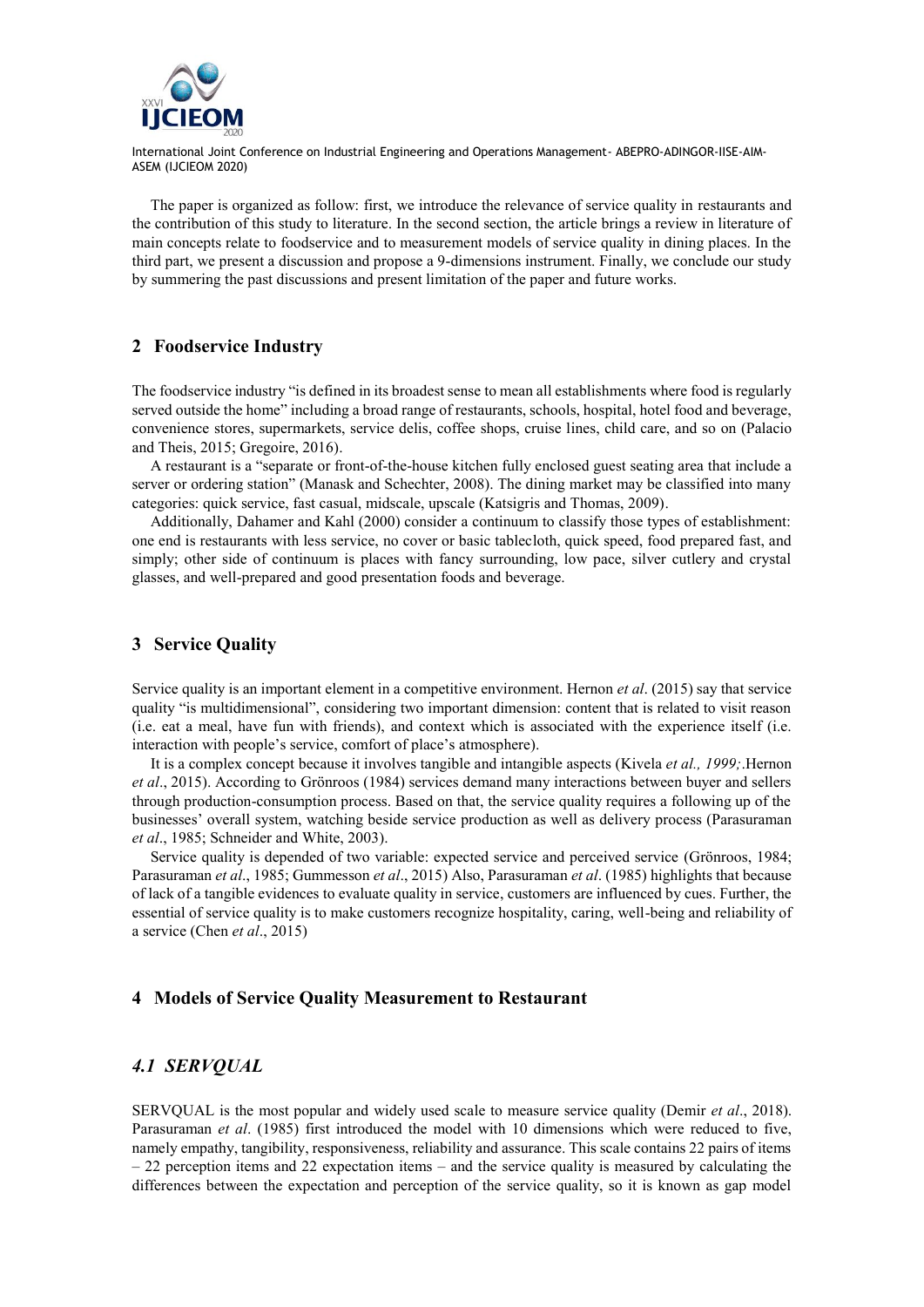The paper is organized as follow: first, we introduce the relevance of service quality in restaurants and the contribution of this study to literature. In the second section, the article brings a review in literature of main concepts relate to foodservice and to measurement models of service quality in dining places. In the third part, we present a discussion and propose a 9-dimensions instrument. Finally, we conclude our study by summering the past discussions and present limitation of the paper and future works.

## 2 Foodservice Industry

The foodservice industry "is defined in its broadest sense to mean all establishments where food is regularly served outside the home" including a broad range of restaurants, schools, hospital, hotel food and beverage, convenience stores, supermarkets, service delis, coffee shops, cruise lines, child care, and so on (Palacio and Theis, 2015; Gregoire, 2016).

A restaurant is a "separate or front-of-the-house kitchen fully enclosed guest seating area that include a server or ordering station" (Manask and Schechter, 2008). The dining market may be classified into many categories: quick service, fast casual, midscale, upscale (Katsigris and Thomas, 2009).

Additionally, Dahamer and Kahl (2000) consider a continuum to classify those types of establishment: one end is restaurants with less service, no cover or basic tablecloth, quick speed, food prepared fast, and simply; other side of continuum is places with fancy surrounding, low pace, silver cutlery and crystal glasses, and well-prepared and good presentation foods and beverage.

## 3 Service Quality

Service quality is an important element in a competitive environment. Hernon *et al*. (2015) say that service quality "is multidimensional", considering two important dimension: content that is related to visit reason (i.e. eat a meal, have fun with friends), and context which is associated with the experience itself (i.e. interaction with people's service, comfort of place's atmosphere).

It is a complex concept because it involves tangible and intangible aspects (Kivela *et al., 1999;*.Hernon *et al*., 2015). According to Grönroos (1984) services demand many interactions between buyer and sellers through production-consumption process. Based on that, the service quality requires a following up of the businesses' overall system, watching beside service production as well as delivery process (Parasuraman *et al*., 1985; Schneider and White, 2003).

Service quality is depended of two variable: expected service and perceived service (Grönroos, 1984; Parasuraman *et al*., 1985; Gummesson *et al*., 2015) Also, Parasuraman *et al*. (1985) highlights that because of lack of a tangible evidences to evaluate quality in service, customers are influenced by cues. Further, the essential of service quality is to make customers recognize hospitality, caring, well-being and reliability of a service (Chen *et al*., 2015)

## 4 Models of Service Quality Measurement to Restaurant

### *4.1 SERVQUAL*

SERVQUAL is the most popular and widely used scale to measure service quality (Demir *et al*., 2018). Parasuraman *et al*. (1985) first introduced the model with 10 dimensions which were reduced to five, namely empathy, tangibility, responsiveness, reliability and assurance. This scale contains 22 pairs of items – 22 perception items and 22 expectation items – and the service quality is measured by calculating the differences between the expectation and perception of the service quality, so it is known as gap model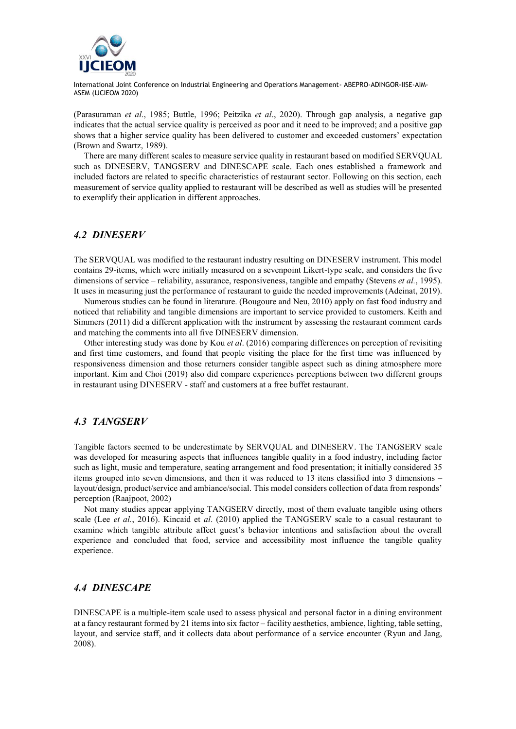(Parasuraman *et al*., 1985; Buttle, 1996; Peitzika *et al*., 2020). Through gap analysis, a negative gap indicates that the actual service quality is perceived as poor and it need to be improved; and a positive gap shows that a higher service quality has been delivered to customer and exceeded customers' expectation (Brown and Swartz, 1989).

There are many different scales to measure service quality in restaurant based on modified SERVQUAL such as DINESERV, TANGSERV and DINESCAPE scale. Each ones established a framework and included factors are related to specific characteristics of restaurant sector. Following on this section, each measurement of service quality applied to restaurant will be described as well as studies will be presented to exemplify their application in different approaches.

### *4.2 DINESERV*

The SERVQUAL was modified to the restaurant industry resulting on DINESERV instrument. This model contains 29-items, which were initially measured on a sevenpoint Likert-type scale, and considers the five dimensions of service – reliability, assurance, responsiveness, tangible and empathy (Stevens *et al.*, 1995). It uses in measuring just the performance of restaurant to guide the needed improvements (Adeinat, 2019).

Numerous studies can be found in literature. (Bougoure and Neu, 2010) apply on fast food industry and noticed that reliability and tangible dimensions are important to service provided to customers. Keith and Simmers (2011) did a different application with the instrument by assessing the restaurant comment cards and matching the comments into all five DINESERV dimension.

Other interesting study was done by Kou *et al*. (2016) comparing differences on perception of revisiting and first time customers, and found that people visiting the place for the first time was influenced by responsiveness dimension and those returners consider tangible aspect such as dining atmosphere more important. Kim and Choi (2019) also did compare experiences perceptions between two different groups in restaurant using DINESERV - staff and customers at a free buffet restaurant.

### *4.3 TANGSERV*

Tangible factors seemed to be underestimate by SERVQUAL and DINESERV. The TANGSERV scale was developed for measuring aspects that influences tangible quality in a food industry, including factor such as light, music and temperature, seating arrangement and food presentation; it initially considered 35 items grouped into seven dimensions, and then it was reduced to 13 itens classified into 3 dimensions – layout/design, product/service and ambiance/social. This model considers collection of data from responds' perception (Raajpoot, 2002)

Not many studies appear applying TANGSERV directly, most of them evaluate tangible using others scale (Lee *et al.*, 2016). Kincaid et *al*. (2010) applied the TANGSERV scale to a casual restaurant to examine which tangible attribute affect guest's behavior intentions and satisfaction about the overall experience and concluded that food, service and accessibility most influence the tangible quality experience.

### *4.4 DINESCAPE*

DINESCAPE is a multiple-item scale used to assess physical and personal factor in a dining environment at a fancy restaurant formed by 21 items into six factor – facility aesthetics, ambience, lighting, table setting, layout, and service staff, and it collects data about performance of a service encounter (Ryun and Jang, 2008).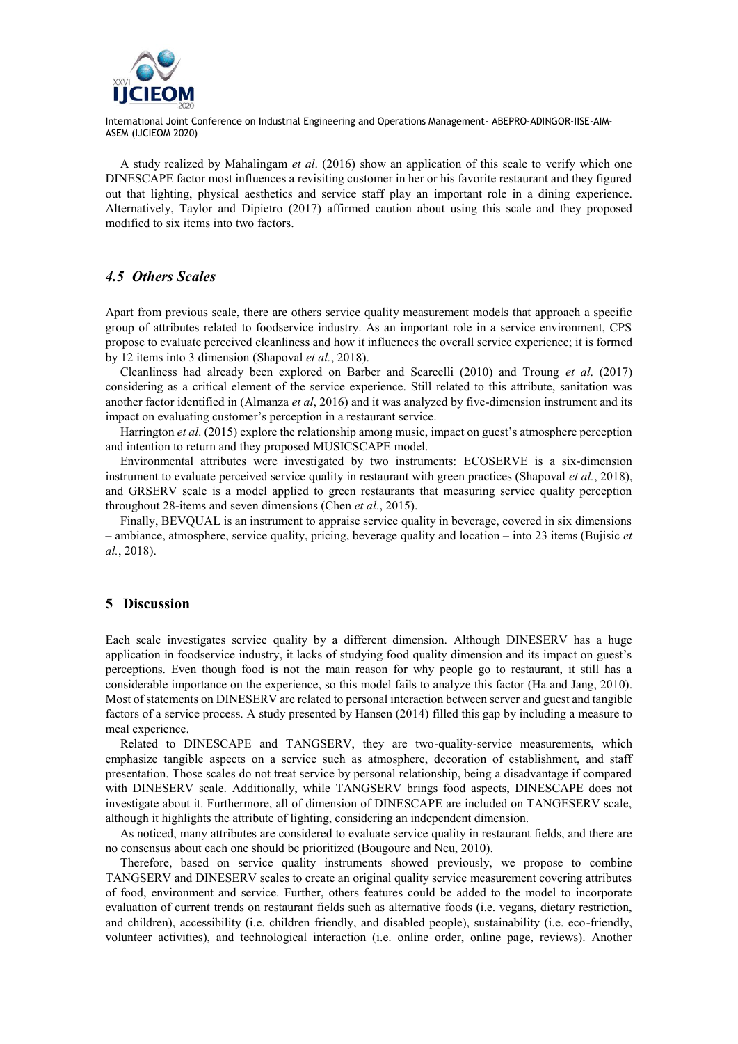A study realized by Mahalingam *et al*. (2016) show an application of this scale to verify which one DINESCAPE factor most influences a revisiting customer in her or his favorite restaurant and they figured out that lighting, physical aesthetics and service staff play an important role in a dining experience. Alternatively, Taylor and Dipietro (2017) affirmed caution about using this scale and they proposed modified to six items into two factors.

### *4.5 Others Scales*

Apart from previous scale, there are others service quality measurement models that approach a specific group of attributes related to foodservice industry. As an important role in a service environment, CPS propose to evaluate perceived cleanliness and how it influences the overall service experience; it is formed by 12 items into 3 dimension (Shapoval *et al.*, 2018).

Cleanliness had already been explored on Barber and Scarcelli (2010) and Troung *et al*. (2017) considering as a critical element of the service experience. Still related to this attribute, sanitation was another factor identified in (Almanza *et al*, 2016) and it was analyzed by five-dimension instrument and its impact on evaluating customer's perception in a restaurant service.

Harrington *et al*. (2015) explore the relationship among music, impact on guest's atmosphere perception and intention to return and they proposed MUSICSCAPE model.

Environmental attributes were investigated by two instruments: ECOSERVE is a six-dimension instrument to evaluate perceived service quality in restaurant with green practices (Shapoval *et al.*, 2018), and GRSERV scale is a model applied to green restaurants that measuring service quality perception throughout 28-items and seven dimensions (Chen *et al*., 2015).

Finally, BEVQUAL is an instrument to appraise service quality in beverage, covered in six dimensions – ambiance, atmosphere, service quality, pricing, beverage quality and location – into 23 items (Bujisic *et al.*, 2018).

## 5 Discussion

Each scale investigates service quality by a different dimension. Although DINESERV has a huge application in foodservice industry, it lacks of studying food quality dimension and its impact on guest's perceptions. Even though food is not the main reason for why people go to restaurant, it still has a considerable importance on the experience, so this model fails to analyze this factor (Ha and Jang, 2010). Most of statements on DINESERV are related to personal interaction between server and guest and tangible factors of a service process. A study presented by Hansen (2014) filled this gap by including a measure to meal experience.

Related to DINESCAPE and TANGSERV, they are two-quality-service measurements, which emphasize tangible aspects on a service such as atmosphere, decoration of establishment, and staff presentation. Those scales do not treat service by personal relationship, being a disadvantage if compared with DINESERV scale. Additionally, while TANGSERV brings food aspects, DINESCAPE does not investigate about it. Furthermore, all of dimension of DINESCAPE are included on TANGESERV scale, although it highlights the attribute of lighting, considering an independent dimension.

As noticed, many attributes are considered to evaluate service quality in restaurant fields, and there are no consensus about each one should be prioritized (Bougoure and Neu, 2010).

Therefore, based on service quality instruments showed previously, we propose to combine TANGSERV and DINESERV scales to create an original quality service measurement covering attributes of food, environment and service. Further, others features could be added to the model to incorporate evaluation of current trends on restaurant fields such as alternative foods (i.e. vegans, dietary restriction, and children), accessibility (i.e. children friendly, and disabled people), sustainability (i.e. eco-friendly, volunteer activities), and technological interaction (i.e. online order, online page, reviews). Another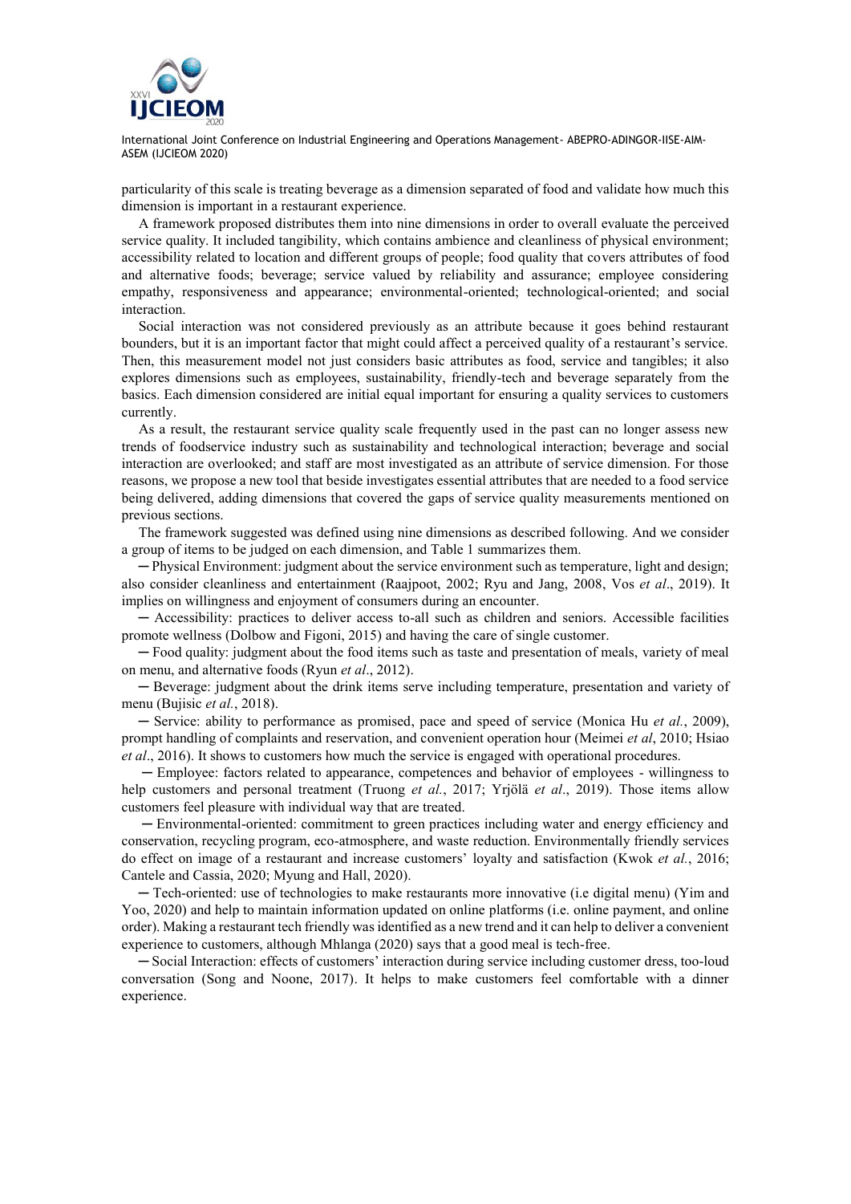particularity of this scale is treating beverage as a dimension separated of food and validate how much this dimension is important in a restaurant experience.

A framework proposed distributes them into nine dimensions in order to overall evaluate the perceived service quality. It included tangibility, which contains ambience and cleanliness of physical environment; accessibility related to location and different groups of people; food quality that covers attributes of food and alternative foods; beverage; service valued by reliability and assurance; employee considering empathy, responsiveness and appearance; environmental-oriented; technological-oriented; and social interaction.

Social interaction was not considered previously as an attribute because it goes behind restaurant bounders, but it is an important factor that might could affect a perceived quality of a restaurant's service. Then, this measurement model not just considers basic attributes as food, service and tangibles; it also explores dimensions such as employees, sustainability, friendly-tech and beverage separately from the basics. Each dimension considered are initial equal important for ensuring a quality services to customers currently.

As a result, the restaurant service quality scale frequently used in the past can no longer assess new trends of foodservice industry such as sustainability and technological interaction; beverage and social interaction are overlooked; and staff are most investigated as an attribute of service dimension. For those reasons, we propose a new tool that beside investigates essential attributes that are needed to a food service being delivered, adding dimensions that covered the gaps of service quality measurements mentioned on previous sections.

The framework suggested was defined using nine dimensions as described following. And we consider a group of items to be judged on each dimension, and Table 1 summarizes them.

─ Physical Environment: judgment about the service environment such as temperature, light and design; also consider cleanliness and entertainment (Raajpoot, 2002; Ryu and Jang, 2008, Vos *et al*., 2019). It implies on willingness and enjoyment of consumers during an encounter.

─ Accessibility: practices to deliver access to-all such as children and seniors. Accessible facilities promote wellness (Dolbow and Figoni, 2015) and having the care of single customer.

─ Food quality: judgment about the food items such as taste and presentation of meals, variety of meal on menu, and alternative foods (Ryun *et al*., 2012).

─ Beverage: judgment about the drink items serve including temperature, presentation and variety of menu (Bujisic *et al.*, 2018).

─ Service: ability to performance as promised, pace and speed of service (Monica Hu *et al.*, 2009), prompt handling of complaints and reservation, and convenient operation hour (Meimei *et al*, 2010; Hsiao *et al*., 2016). It shows to customers how much the service is engaged with operational procedures.

─ Employee: factors related to appearance, competences and behavior of employees - willingness to help customers and personal treatment (Truong *et al.*, 2017; Yrjölä *et al*., 2019). Those items allow customers feel pleasure with individual way that are treated.

─ Environmental-oriented: commitment to green practices including water and energy efficiency and conservation, recycling program, eco-atmosphere, and waste reduction. Environmentally friendly services do effect on image of a restaurant and increase customers' loyalty and satisfaction (Kwok *et al.*, 2016; Cantele and Cassia, 2020; Myung and Hall, 2020).

─ Tech-oriented: use of technologies to make restaurants more innovative (i.e digital menu) (Yim and Yoo, 2020) and help to maintain information updated on online platforms (i.e. online payment, and online order). Making a restaurant tech friendly was identified as a new trend and it can help to deliver a convenient experience to customers, although Mhlanga (2020) says that a good meal is tech-free.

─ Social Interaction: effects of customers' interaction during service including customer dress, too-loud conversation (Song and Noone, 2017). It helps to make customers feel comfortable with a dinner experience.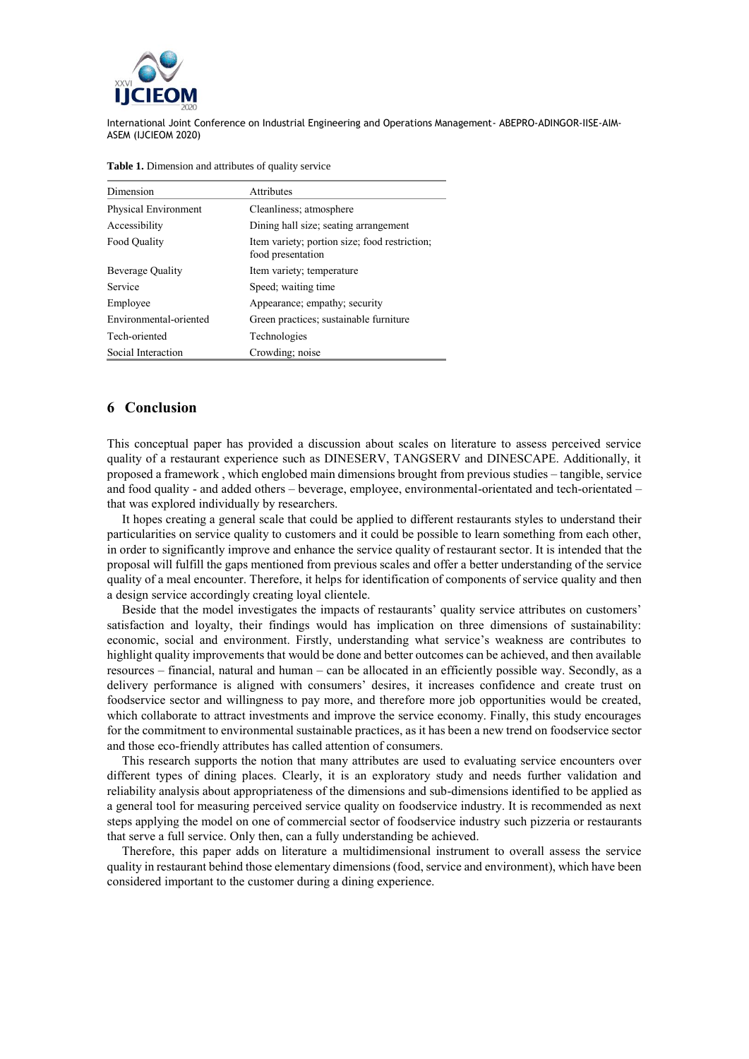**Table 1.** Dimension and attributes of quality service

| Dimension | Attributes |
|---|---|
| Physical Environment | Cleanliness; atmosphere |
| Accessibility | Dining hall size; seating arrangement |
| Food Quality | Item variety; portion size; food restriction; food presentation |
| Beverage Quality | Item variety; temperature |
| Service | Speed; waiting time |
| Employee | Appearance; empathy; security |
| Environmental-oriented | Green practices; sustainable furniture |
| Tech-oriented | Technologies |
| Social Interaction | Crowding; noise |

## 6 Conclusion

This conceptual paper has provided a discussion about scales on literature to assess perceived service quality of a restaurant experience such as DINESERV, TANGSERV and DINESCAPE. Additionally, it proposed a framework , which englobed main dimensions brought from previous studies – tangible, service and food quality - and added others – beverage, employee, environmental-orientated and tech-orientated – that was explored individually by researchers.

It hopes creating a general scale that could be applied to different restaurants styles to understand their particularities on service quality to customers and it could be possible to learn something from each other, in order to significantly improve and enhance the service quality of restaurant sector. It is intended that the proposal will fulfill the gaps mentioned from previous scales and offer a better understanding of the service quality of a meal encounter. Therefore, it helps for identification of components of service quality and then a design service accordingly creating loyal clientele.

Beside that the model investigates the impacts of restaurants' quality service attributes on customers' satisfaction and loyalty, their findings would has implication on three dimensions of sustainability: economic, social and environment. Firstly, understanding what service's weakness are contributes to highlight quality improvements that would be done and better outcomes can be achieved, and then available resources – financial, natural and human – can be allocated in an efficiently possible way. Secondly, as a delivery performance is aligned with consumers' desires, it increases confidence and create trust on foodservice sector and willingness to pay more, and therefore more job opportunities would be created, which collaborate to attract investments and improve the service economy. Finally, this study encourages for the commitment to environmental sustainable practices, as it has been a new trend on foodservice sector and those eco-friendly attributes has called attention of consumers.

This research supports the notion that many attributes are used to evaluating service encounters over different types of dining places. Clearly, it is an exploratory study and needs further validation and reliability analysis about appropriateness of the dimensions and sub-dimensions identified to be applied as a general tool for measuring perceived service quality on foodservice industry. It is recommended as next steps applying the model on one of commercial sector of foodservice industry such pizzeria or restaurants that serve a full service. Only then, can a fully understanding be achieved.

Therefore, this paper adds on literature a multidimensional instrument to overall assess the service quality in restaurant behind those elementary dimensions (food, service and environment), which have been considered important to the customer during a dining experience.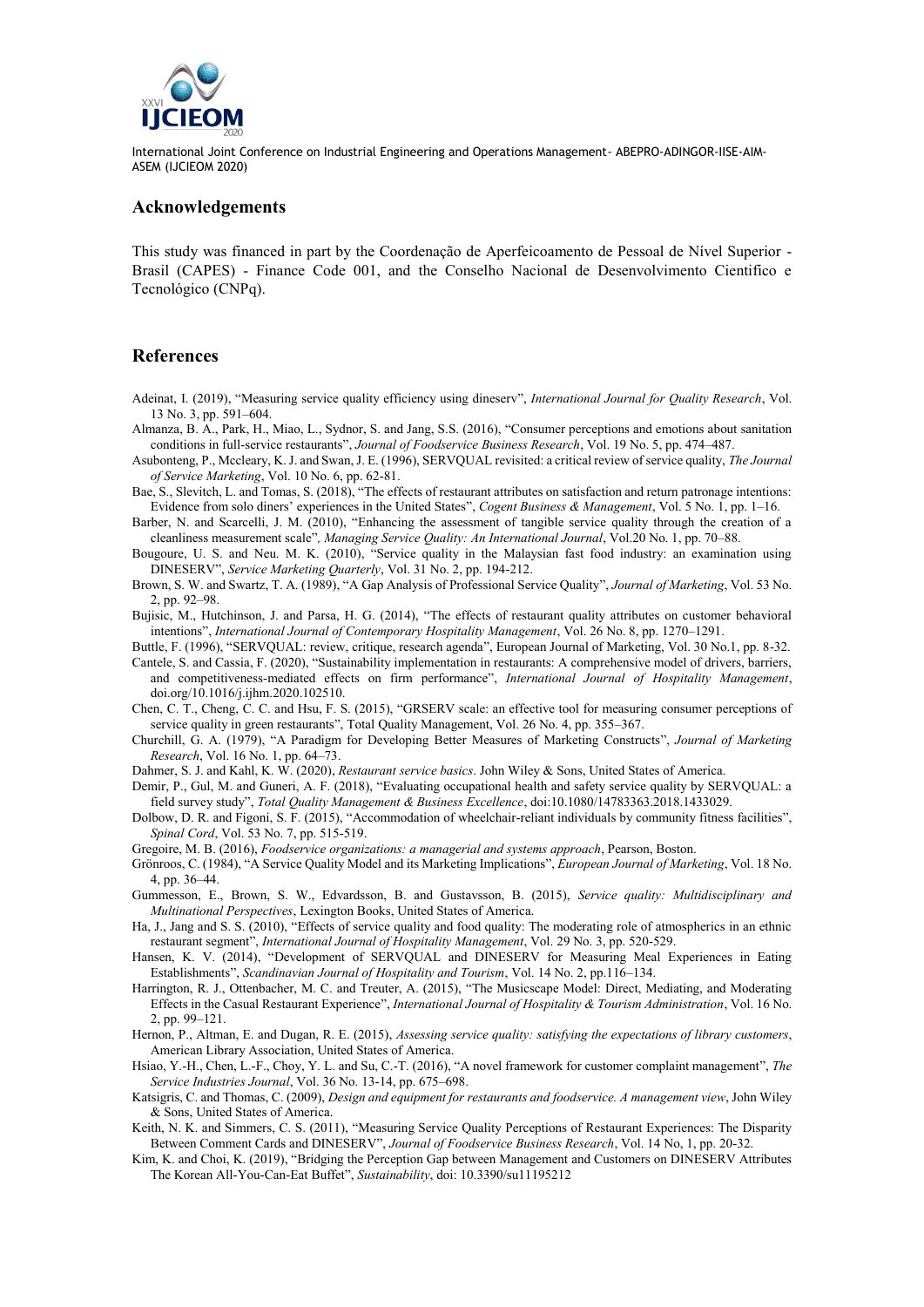## Acknowledgements

This study was financed in part by the Coordenação de Aperfeicoamento de Pessoal de Nível Superior - Brasil (CAPES) - Finance Code 001, and the Conselho Nacional de Desenvolvimento Cientifico e Tecnológico (CNPq).

## References

Adeinat, I. (2019), "Measuring service quality efficiency using dineserv", *International Journal for Quality Research*, Vol. 13 No. 3, pp. 591–604.

Almanza, B. A., Park, H., Miao, L., Sydnor, S. and Jang, S.S. (2016), "Consumer perceptions and emotions about sanitation conditions in full-service restaurants", *Journal of Foodservice Business Research*, Vol. 19 No. 5, pp. 474–487.

Asubonteng, P., Mccleary, K. J. and Swan, J. E. (1996), SERVQUAL revisited: a critical review of service quality, *The Journal of Service Marketing*, Vol. 10 No. 6, pp. 62-81.

Bae, S., Slevitch, L. and Tomas, S. (2018), "The effects of restaurant attributes on satisfaction and return patronage intentions: Evidence from solo diners' experiences in the United States", *Cogent Business & Management*, Vol. 5 No. 1, pp. 1–16.

Barber, N. and Scarcelli, J. M. (2010), "Enhancing the assessment of tangible service quality through the creation of a cleanliness measurement scale"*, Managing Service Quality: An International Journal*, Vol.20 No. 1, pp. 70–88.

Bougoure, U. S. and Neu. M. K. (2010), "Service quality in the Malaysian fast food industry: an examination using DINESERV", *Service Marketing Quarterly*, Vol. 31 No. 2, pp. 194-212.

Brown, S. W. and Swartz, T. A. (1989), "A Gap Analysis of Professional Service Quality", *Journal of Marketing*, Vol. 53 No. 2, pp. 92–98.

Bujisic, M., Hutchinson, J. and Parsa, H. G. (2014), "The effects of restaurant quality attributes on customer behavioral intentions", *International Journal of Contemporary Hospitality Management*, Vol. 26 No. 8, pp. 1270–1291.

Buttle, F. (1996), "SERVQUAL: review, critique, research agenda", European Journal of Marketing, Vol. 30 No.1, pp. 8-32.

Cantele, S. and Cassia, F. (2020), "Sustainability implementation in restaurants: A comprehensive model of drivers, barriers, and competitiveness-mediated effects on firm performance", *International Journal of Hospitality Management*, doi.org/10.1016/j.ijhm.2020.102510.

Chen, C. T., Cheng, C. C. and Hsu, F. S. (2015), "GRSERV scale: an effective tool for measuring consumer perceptions of service quality in green restaurants", Total Quality Management, Vol. 26 No. 4, pp. 355–367.

Churchill, G. A. (1979), "A Paradigm for Developing Better Measures of Marketing Constructs", *Journal of Marketing Research*, Vol. 16 No. 1, pp. 64–73.

Dahmer, S. J. and Kahl, K. W. (2020), *Restaurant service basics*. John Wiley & Sons, United States of America.

Demir, P., Gul, M. and Guneri, A. F. (2018), "Evaluating occupational health and safety service quality by SERVQUAL: a field survey study", *Total Quality Management & Business Excellence*, doi:10.1080/14783363.2018.1433029.

Dolbow, D. R. and Figoni, S. F. (2015), "Accommodation of wheelchair-reliant individuals by community fitness facilities", *Spinal Cord*, Vol. 53 No. 7, pp. 515-519.

Gregoire, M. B. (2016), *Foodservice organizations: a managerial and systems approach*, Pearson, Boston.

Grönroos, C. (1984), "A Service Quality Model and its Marketing Implications", *European Journal of Marketing*, Vol. 18 No. 4, pp. 36–44.

Gummesson, E., Brown, S. W., Edvardsson, B. and Gustavsson, B. (2015), *Service quality: Multidisciplinary and Multinational Perspectives*, Lexington Books, United States of America.

Ha, J., Jang and S. S. (2010), "Effects of service quality and food quality: The moderating role of atmospherics in an ethnic restaurant segment", *International Journal of Hospitality Management*, Vol. 29 No. 3, pp. 520-529.

Hansen, K. V. (2014), "Development of SERVQUAL and DINESERV for Measuring Meal Experiences in Eating Establishments", *Scandinavian Journal of Hospitality and Tourism*, Vol. 14 No. 2, pp.116–134.

Harrington, R. J., Ottenbacher, M. C. and Treuter, A. (2015), "The Musicscape Model: Direct, Mediating, and Moderating Effects in the Casual Restaurant Experience", *International Journal of Hospitality & Tourism Administration*, Vol. 16 No. 2, pp. 99–121.

Hernon, P., Altman, E. and Dugan, R. E. (2015), *Assessing service quality: satisfying the expectations of library customers*, American Library Association, United States of America.

Hsiao, Y.-H., Chen, L.-F., Choy, Y. L. and Su, C.-T. (2016), "A novel framework for customer complaint management", *The Service Industries Journal*, Vol. 36 No. 13-14, pp. 675–698.

Katsigris, C. and Thomas, C. (2009), *Design and equipment for restaurants and foodservice. A management view*, John Wiley & Sons, United States of America.

Keith, N. K. and Simmers, C. S. (2011), "Measuring Service Quality Perceptions of Restaurant Experiences: The Disparity Between Comment Cards and DINESERV", *Journal of Foodservice Business Research*, Vol. 14 No, 1, pp. 20-32.

Kim, K. and Choi, K. (2019), "Bridging the Perception Gap between Management and Customers on DINESERV Attributes The Korean All-You-Can-Eat Buffet", *Sustainability*, doi: 10.3390/su11195212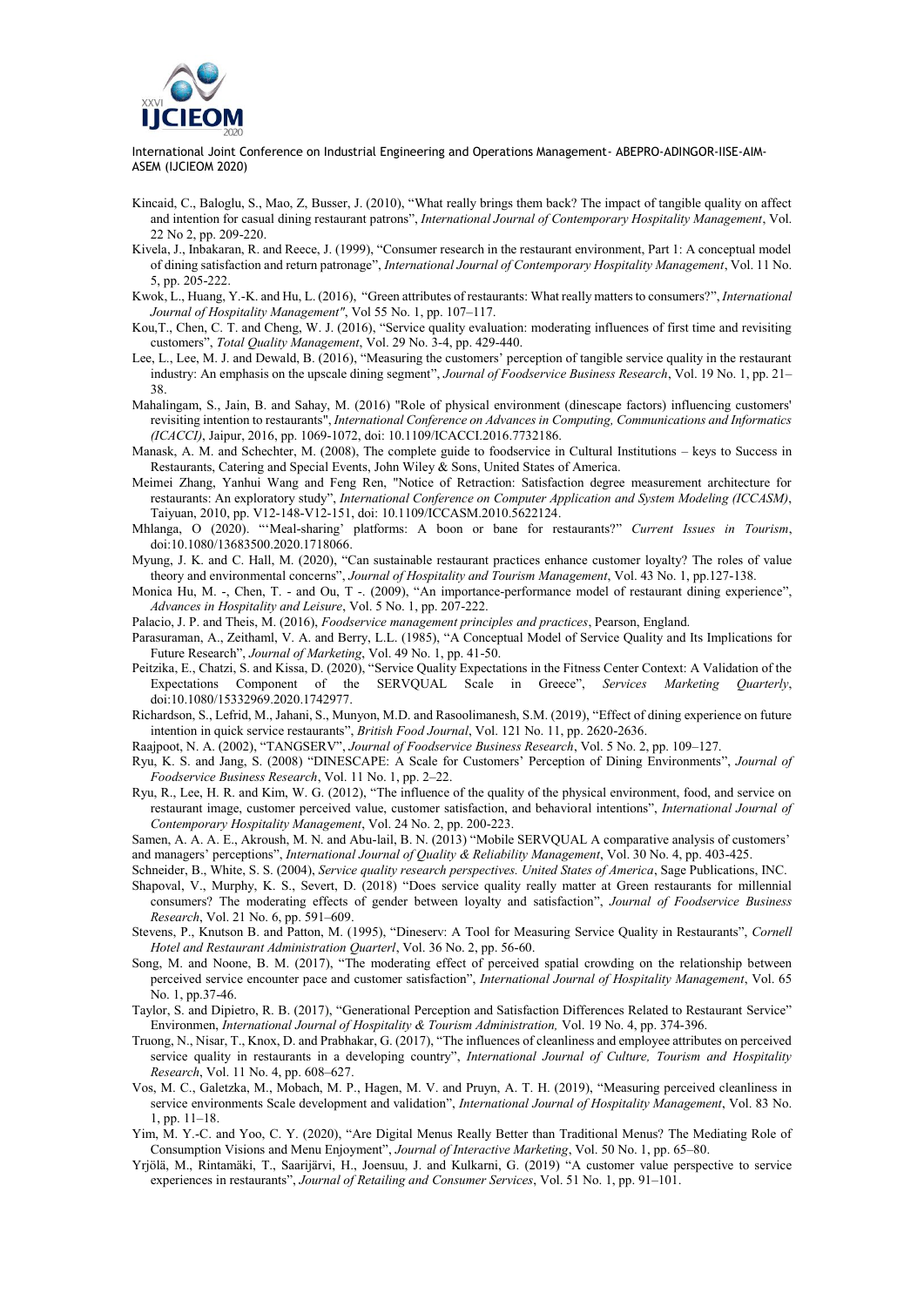Kincaid, C., Baloglu, S., Mao, Z, Busser, J. (2010), "What really brings them back? The impact of tangible quality on affect and intention for casual dining restaurant patrons", *International Journal of Contemporary Hospitality Management*, Vol. 22 No 2, pp. 209-220.

Kivela, J., Inbakaran, R. and Reece, J. (1999), "Consumer research in the restaurant environment, Part 1: A conceptual model of dining satisfaction and return patronage", *International Journal of Contemporary Hospitality Management*, Vol. 11 No. 5, pp. 205-222.

Kwok, L., Huang, Y.-K. and Hu, L. (2016), "Green attributes of restaurants: What really matters to consumers?", *International Journal of Hospitality Management"*, Vol 55 No. 1, pp. 107–117.

Kou,T., Chen, C. T. and Cheng, W. J. (2016), "Service quality evaluation: moderating influences of first time and revisiting customers", *Total Quality Management*, Vol. 29 No. 3-4, pp. 429-440.

Lee, L., Lee, M. J. and Dewald, B. (2016), "Measuring the customers' perception of tangible service quality in the restaurant industry: An emphasis on the upscale dining segment", *Journal of Foodservice Business Research*, Vol. 19 No. 1, pp. 21–38.

Mahalingam, S., Jain, B. and Sahay, M. (2016) "Role of physical environment (dinescape factors) influencing customers' revisiting intention to restaurants", *International Conference on Advances in Computing, Communications and Informatics (ICACCI)*, Jaipur, 2016, pp. 1069-1072, doi: 10.1109/ICACCI.2016.7732186.

Manask, A. M. and Schechter, M. (2008), The complete guide to foodservice in Cultural Institutions – keys to Success in Restaurants, Catering and Special Events, John Wiley & Sons, United States of America.

Meimei Zhang, Yanhui Wang and Feng Ren, "Notice of Retraction: Satisfaction degree measurement architecture for restaurants: An exploratory study", *International Conference on Computer Application and System Modeling (ICCASM)*, Taiyuan, 2010, pp. V12-148-V12-151, doi: 10.1109/ICCASM.2010.5622124.

Mhlanga, O (2020). "'Meal-sharing' platforms: A boon or bane for restaurants?" *Current Issues in Tourism*, doi:10.1080/13683500.2020.1718066.

Myung, J. K. and C. Hall, M. (2020), "Can sustainable restaurant practices enhance customer loyalty? The roles of value theory and environmental concerns", *Journal of Hospitality and Tourism Management*, Vol. 43 No. 1, pp.127-138.

Monica Hu, M. -, Chen, T. - and Ou, T -. (2009), "An importance-performance model of restaurant dining experience", *Advances in Hospitality and Leisure*, Vol. 5 No. 1, pp. 207-222.

Palacio, J. P. and Theis, M. (2016), *Foodservice management principles and practices*, Pearson, England.

Parasuraman, A., Zeithaml, V. A. and Berry, L.L. (1985), "A Conceptual Model of Service Quality and Its Implications for Future Research", *Journal of Marketing*, Vol. 49 No. 1, pp. 41-50.

Peitzika, E., Chatzi, S. and Kissa, D. (2020), "Service Quality Expectations in the Fitness Center Context: A Validation of the Expectations Component of the SERVQUAL Scale in Greece", *Services Marketing Quarterly*, doi:10.1080/15332969.2020.1742977.

Richardson, S., Lefrid, M., Jahani, S., Munyon, M.D. and Rasoolimanesh, S.M. (2019), "Effect of dining experience on future intention in quick service restaurants", *British Food Journal*, Vol. 121 No. 11, pp. 2620-2636.

Raajpoot, N. A. (2002), "TANGSERV", *Journal of Foodservice Business Research*, Vol. 5 No. 2, pp. 109–127.

Ryu, K. S. and Jang, S. (2008) "DINESCAPE: A Scale for Customers' Perception of Dining Environments", *Journal of Foodservice Business Research*, Vol. 11 No. 1, pp. 2–22.

Ryu, R., Lee, H. R. and Kim, W. G. (2012), "The influence of the quality of the physical environment, food, and service on restaurant image, customer perceived value, customer satisfaction, and behavioral intentions", *International Journal of Contemporary Hospitality Management*, Vol. 24 No. 2, pp. 200-223.

Samen, A. A. A. E., Akroush, M. N. and Abu-lail, B. N. (2013) "Mobile SERVQUAL A comparative analysis of customers' and managers' perceptions", *International Journal of Quality & Reliability Management*, Vol. 30 No. 4, pp. 403-425.

Schneider, B., White, S. S. (2004), *Service quality research perspectives. United States of America*, Sage Publications, INC.

Shapoval, V., Murphy, K. S., Severt, D. (2018) "Does service quality really matter at Green restaurants for millennial consumers? The moderating effects of gender between loyalty and satisfaction", *Journal of Foodservice Business Research*, Vol. 21 No. 6, pp. 591–609.

Stevens, P., Knutson B. and Patton, M. (1995), "Dineserv: A Tool for Measuring Service Quality in Restaurants", *Cornell Hotel and Restaurant Administration Quarterl*, Vol. 36 No. 2, pp. 56-60.

Song, M. and Noone, B. M. (2017), "The moderating effect of perceived spatial crowding on the relationship between perceived service encounter pace and customer satisfaction", *International Journal of Hospitality Management*, Vol. 65 No. 1, pp.37-46.

Taylor, S. and Dipietro, R. B. (2017), "Generational Perception and Satisfaction Differences Related to Restaurant Service" Environmen, *International Journal of Hospitality & Tourism Administration,* Vol. 19 No. 4, pp. 374-396.

Truong, N., Nisar, T., Knox, D. and Prabhakar, G. (2017), "The influences of cleanliness and employee attributes on perceived service quality in restaurants in a developing country", *International Journal of Culture, Tourism and Hospitality Research*, Vol. 11 No. 4, pp. 608–627.

Vos, M. C., Galetzka, M., Mobach, M. P., Hagen, M. V. and Pruyn, A. T. H. (2019), "Measuring perceived cleanliness in service environments Scale development and validation", *International Journal of Hospitality Management*, Vol. 83 No. 1, pp. 11–18.

Yim, M. Y.-C. and Yoo, C. Y. (2020), "Are Digital Menus Really Better than Traditional Menus? The Mediating Role of Consumption Visions and Menu Enjoyment", *Journal of Interactive Marketing*, Vol. 50 No. 1, pp. 65–80.

Yrjölä, M., Rintamäki, T., Saarijärvi, H., Joensuu, J. and Kulkarni, G. (2019) "A customer value perspective to service experiences in restaurants", *Journal of Retailing and Consumer Services*, Vol. 51 No. 1, pp. 91–101.